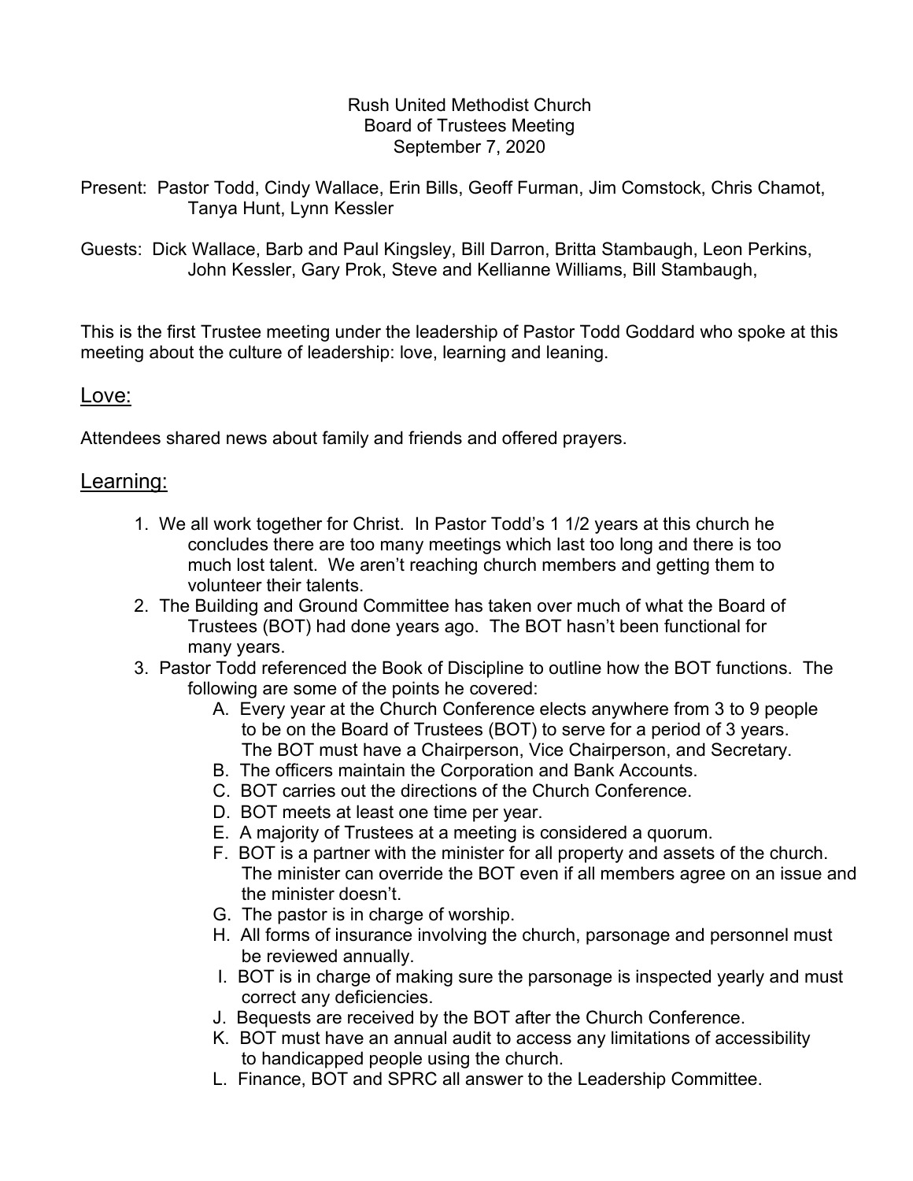Rush United Methodist Church
Board of Trustees Meeting
September 7, 2020

Present: Pastor Todd, Cindy Wallace, Erin Bills, Geoff Furman, Jim Comstock, Chris Chamot, Tanya Hunt, Lynn Kessler

Guests: Dick Wallace, Barb and Paul Kingsley, Bill Darron, Britta Stambaugh, Leon Perkins, John Kessler, Gary Prok, Steve and Kellianne Williams, Bill Stambaugh,

This is the first Trustee meeting under the leadership of Pastor Todd Goddard who spoke at this meeting about the culture of leadership: love, learning and leaning.

## Love:

Attendees shared news about family and friends and offered prayers.

## Learning:

1. We all work together for Christ. In Pastor Todd's 1 1/2 years at this church he concludes there are too many meetings which last too long and there is too much lost talent. We aren't reaching church members and getting them to volunteer their talents.
2. The Building and Ground Committee has taken over much of what the Board of Trustees (BOT) had done years ago. The BOT hasn't been functional for many years.
3. Pastor Todd referenced the Book of Discipline to outline how the BOT functions. The following are some of the points he covered:
   - A. Every year at the Church Conference elects anywhere from 3 to 9 people to be on the Board of Trustees (BOT) to serve for a period of 3 years. The BOT must have a Chairperson, Vice Chairperson, and Secretary.
   - B. The officers maintain the Corporation and Bank Accounts.
   - C. BOT carries out the directions of the Church Conference.
   - D. BOT meets at least one time per year.
   - E. A majority of Trustees at a meeting is considered a quorum.
   - F. BOT is a partner with the minister for all property and assets of the church. The minister can override the BOT even if all members agree on an issue and the minister doesn't.
   - G. The pastor is in charge of worship.
   - H. All forms of insurance involving the church, parsonage and personnel must be reviewed annually.
   - I. BOT is in charge of making sure the parsonage is inspected yearly and must correct any deficiencies.
   - J. Bequests are received by the BOT after the Church Conference.
   - K. BOT must have an annual audit to access any limitations of accessibility to handicapped people using the church.
   - L. Finance, BOT and SPRC all answer to the Leadership Committee.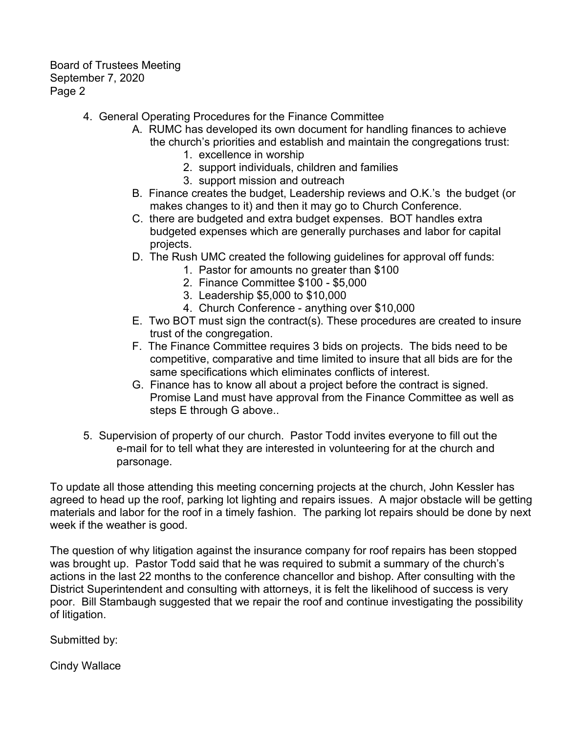4. General Operating Procedures for the Finance Committee
   - A. RUMC has developed its own document for handling finances to achieve the church's priorities and establish and maintain the congregations trust:
     1. excellence in worship
     2. support individuals, children and families
     3. support mission and outreach
   - B. Finance creates the budget, Leadership reviews and O.K.'s the budget (or makes changes to it) and then it may go to Church Conference.
   - C. there are budgeted and extra budget expenses. BOT handles extra budgeted expenses which are generally purchases and labor for capital projects.
   - D. The Rush UMC created the following guidelines for approval off funds:
     1. Pastor for amounts no greater than $100
     2. Finance Committee $100 - $5,000
     3. Leadership $5,000 to $10,000
     4. Church Conference - anything over $10,000
   - E. Two BOT must sign the contract(s). These procedures are created to insure trust of the congregation.
   - F. The Finance Committee requires 3 bids on projects. The bids need to be competitive, comparative and time limited to insure that all bids are for the same specifications which eliminates conflicts of interest.
   - G. Finance has to know all about a project before the contract is signed. Promise Land must have approval from the Finance Committee as well as steps E through G above..

5. Supervision of property of our church. Pastor Todd invites everyone to fill out the e-mail for to tell what they are interested in volunteering for at the church and parsonage.

To update all those attending this meeting concerning projects at the church, John Kessler has agreed to head up the roof, parking lot lighting and repairs issues. A major obstacle will be getting materials and labor for the roof in a timely fashion. The parking lot repairs should be done by next week if the weather is good.

The question of why litigation against the insurance company for roof repairs has been stopped was brought up. Pastor Todd said that he was required to submit a summary of the church's actions in the last 22 months to the conference chancellor and bishop. After consulting with the District Superintendent and consulting with attorneys, it is felt the likelihood of success is very poor. Bill Stambaugh suggested that we repair the roof and continue investigating the possibility of litigation.

Submitted by:

Cindy Wallace